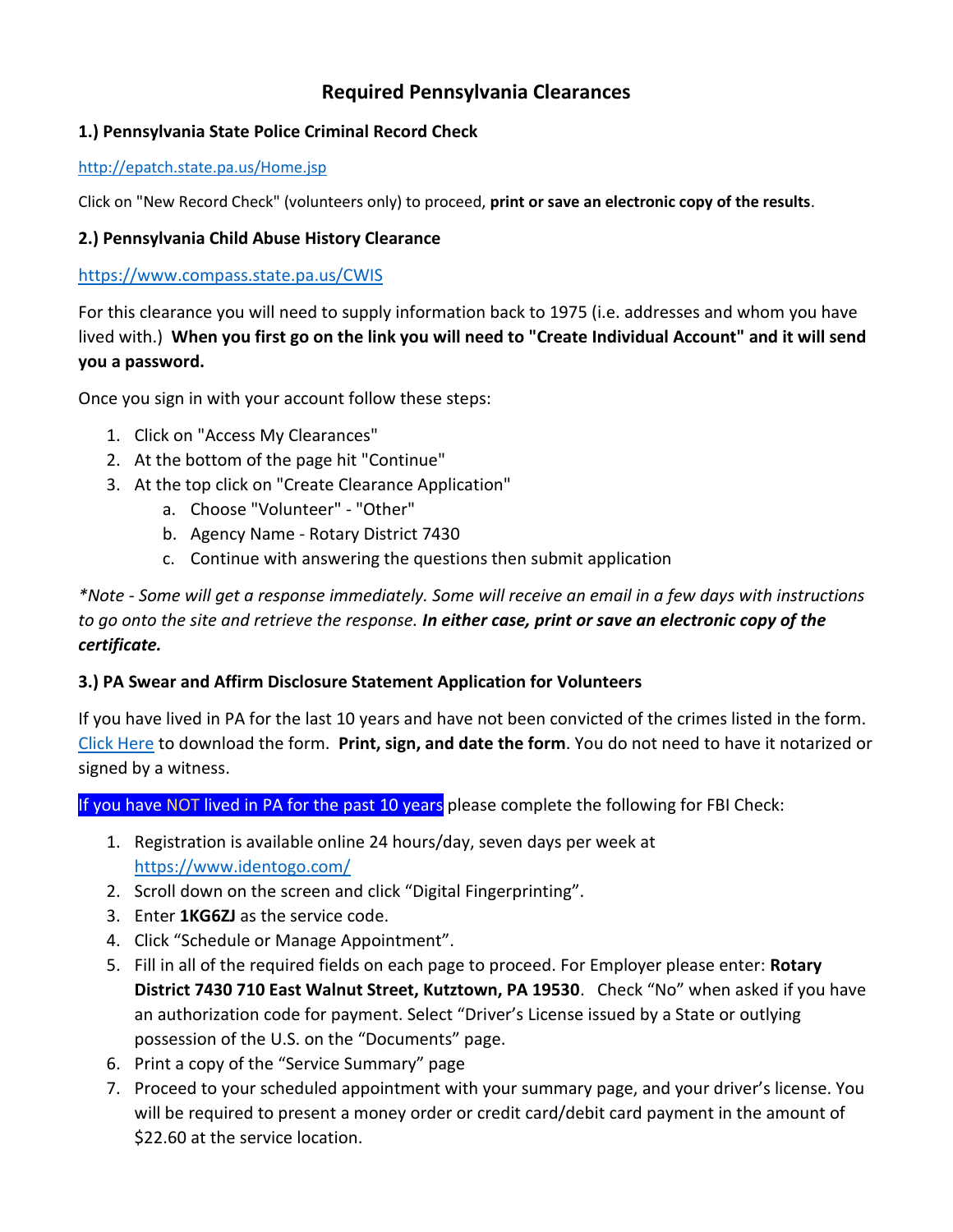# Required Pennsylvania Clearances

### 1.) Pennsylvania State Police Criminal Record Check

[http://epatch.state.pa.us/Home.jsp](http://epatch.state.pa.us/Home.jsp)

Click on "New Record Check" (volunteers only) to proceed, **print or save an electronic copy of the results**.

### 2.) Pennsylvania Child Abuse History Clearance

[https://www.compass.state.pa.us/CWIS](https://www.compass.state.pa.us/CWIS)

For this clearance you will need to supply information back to 1975 (i.e. addresses and whom you have lived with.) **When you first go on the link you will need to "Create Individual Account" and it will send you a password.**

Once you sign in with your account follow these steps:

1. Click on "Access My Clearances"
2. At the bottom of the page hit "Continue"
3. At the top click on "Create Clearance Application"
    a. Choose "Volunteer" - "Other"
    b. Agency Name - Rotary District 7430
    c. Continue with answering the questions then submit application

*\*Note - Some will get a response immediately. Some will receive an email in a few days with instructions to go onto the site and retrieve the response.* ***In either case, print or save an electronic copy of the certificate.***

### 3.) PA Swear and Affirm Disclosure Statement Application for Volunteers

If you have lived in PA for the last 10 years and have not been convicted of the crimes listed in the form. Click Here to download the form. **Print, sign, and date the form**. You do not need to have it notarized or signed by a witness.

If you have NOT lived in PA for the past 10 years please complete the following for FBI Check:

1. Registration is available online 24 hours/day, seven days per week at [https://www.identogo.com/](https://www.identogo.com/)
2. Scroll down on the screen and click "Digital Fingerprinting".
3. Enter **1KG6ZJ** as the service code.
4. Click "Schedule or Manage Appointment".
5. Fill in all of the required fields on each page to proceed. For Employer please enter: **Rotary District 7430 710 East Walnut Street, Kutztown, PA 19530**. Check "No" when asked if you have an authorization code for payment. Select "Driver's License issued by a State or outlying possession of the U.S. on the "Documents" page.
6. Print a copy of the "Service Summary" page
7. Proceed to your scheduled appointment with your summary page, and your driver's license. You will be required to present a money order or credit card/debit card payment in the amount of $22.60 at the service location.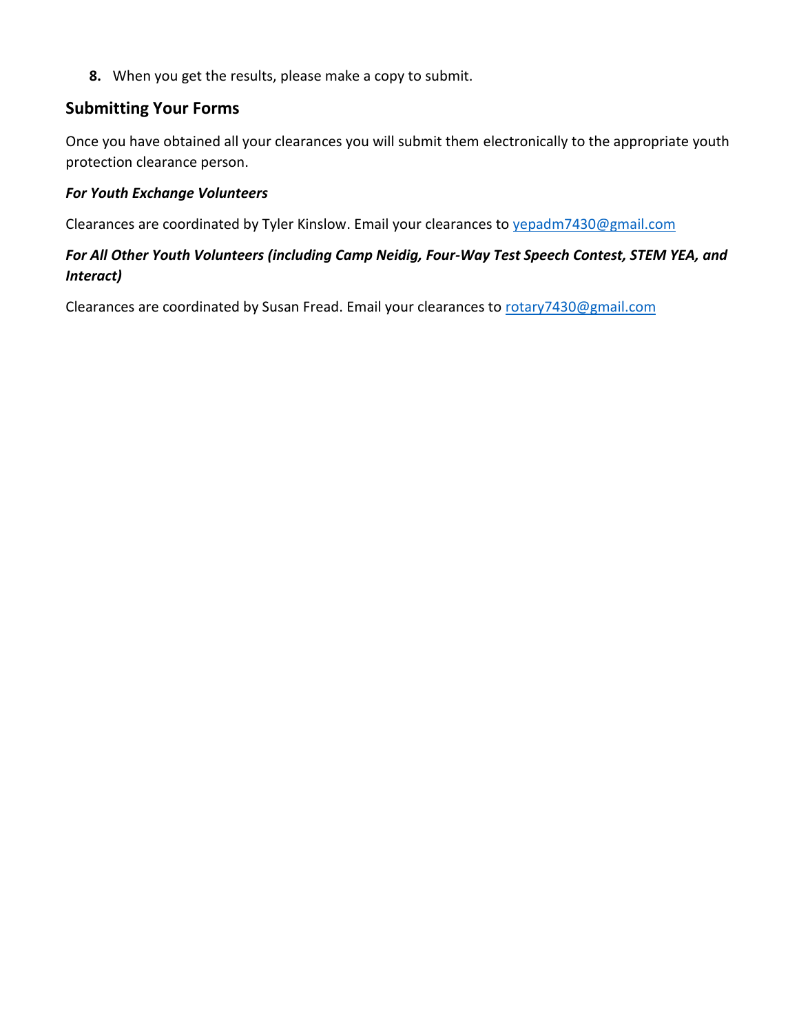8. When you get the results, please make a copy to submit.

## Submitting Your Forms

Once you have obtained all your clearances you will submit them electronically to the appropriate youth protection clearance person.

### *For Youth Exchange Volunteers*

Clearances are coordinated by Tyler Kinslow. Email your clearances to yepadm7430@gmail.com

### *For All Other Youth Volunteers (including Camp Neidig, Four-Way Test Speech Contest, STEM YEA, and Interact)*

Clearances are coordinated by Susan Fread. Email your clearances to rotary7430@gmail.com